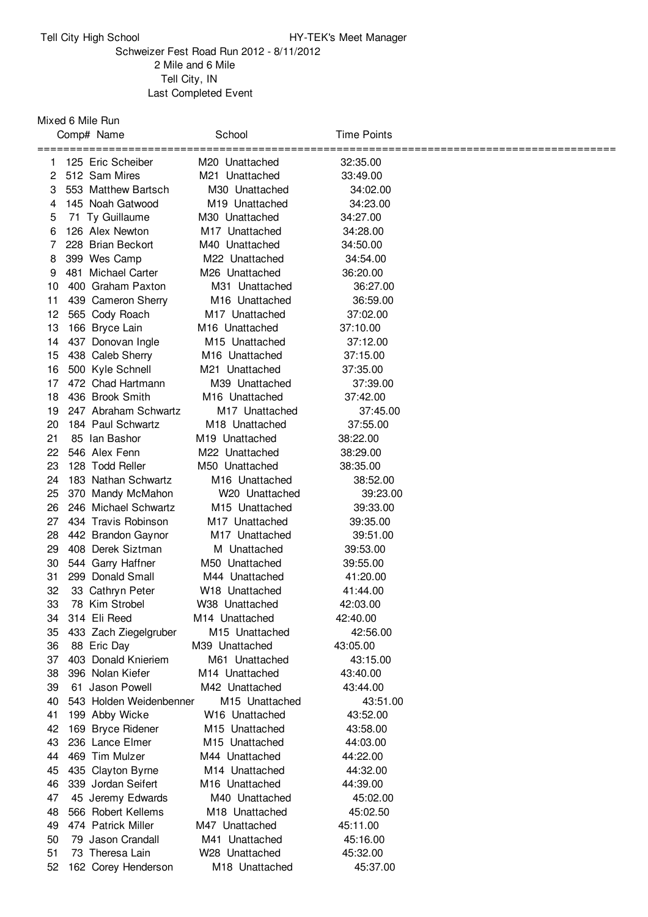Tell City High School HY-TEK's Meet Manager

Schweizer Fest Road Run 2012 - 8/11/2012

2 Mile and 6 Mile

Tell City, IN

Last Completed Event

Mixed 6 Mile Run

| | Comp# | Name | School | Time | Points |
|---|---|---|---|---|---|
| 1 | 125 | Eric Scheiber | M20 Unattached | 32:35.00 | |
| 2 | 512 | Sam Mires | M21 Unattached | 33:49.00 | |
| 3 | 553 | Matthew Bartsch | M30 Unattached | 34:02.00 | |
| 4 | 145 | Noah Gatwood | M19 Unattached | 34:23.00 | |
| 5 | 71 | Ty Guillaume | M30 Unattached | 34:27.00 | |
| 6 | 126 | Alex Newton | M17 Unattached | 34:28.00 | |
| 7 | 228 | Brian Beckort | M40 Unattached | 34:50.00 | |
| 8 | 399 | Wes Camp | M22 Unattached | 34:54.00 | |
| 9 | 481 | Michael Carter | M26 Unattached | 36:20.00 | |
| 10 | 400 | Graham Paxton | M31 Unattached | 36:27.00 | |
| 11 | 439 | Cameron Sherry | M16 Unattached | 36:59.00 | |
| 12 | 565 | Cody Roach | M17 Unattached | 37:02.00 | |
| 13 | 166 | Bryce Lain | M16 Unattached | 37:10.00 | |
| 14 | 437 | Donovan Ingle | M15 Unattached | 37:12.00 | |
| 15 | 438 | Caleb Sherry | M16 Unattached | 37:15.00 | |
| 16 | 500 | Kyle Schnell | M21 Unattached | 37:35.00 | |
| 17 | 472 | Chad Hartmann | M39 Unattached | 37:39.00 | |
| 18 | 436 | Brook Smith | M16 Unattached | 37:42.00 | |
| 19 | 247 | Abraham Schwartz | M17 Unattached | 37:45.00 | |
| 20 | 184 | Paul Schwartz | M18 Unattached | 37:55.00 | |
| 21 | 85 | Ian Bashor | M19 Unattached | 38:22.00 | |
| 22 | 546 | Alex Fenn | M22 Unattached | 38:29.00 | |
| 23 | 128 | Todd Reller | M50 Unattached | 38:35.00 | |
| 24 | 183 | Nathan Schwartz | M16 Unattached | 38:52.00 | |
| 25 | 370 | Mandy McMahon | W20 Unattached | 39:23.00 | |
| 26 | 246 | Michael Schwartz | M15 Unattached | 39:33.00 | |
| 27 | 434 | Travis Robinson | M17 Unattached | 39:35.00 | |
| 28 | 442 | Brandon Gaynor | M17 Unattached | 39:51.00 | |
| 29 | 408 | Derek Siztman | M Unattached | 39:53.00 | |
| 30 | 544 | Garry Haffner | M50 Unattached | 39:55.00 | |
| 31 | 299 | Donald Small | M44 Unattached | 41:20.00 | |
| 32 | 33 | Cathryn Peter | W18 Unattached | 41:44.00 | |
| 33 | 78 | Kim Strobel | W38 Unattached | 42:03.00 | |
| 34 | 314 | Eli Reed | M14 Unattached | 42:40.00 | |
| 35 | 433 | Zach Ziegelgruber | M15 Unattached | 42:56.00 | |
| 36 | 88 | Eric Day | M39 Unattached | 43:05.00 | |
| 37 | 403 | Donald Knieriem | M61 Unattached | 43:15.00 | |
| 38 | 396 | Nolan Kiefer | M14 Unattached | 43:40.00 | |
| 39 | 61 | Jason Powell | M42 Unattached | 43:44.00 | |
| 40 | 543 | Holden Weidenbenner | M15 Unattached | 43:51.00 | |
| 41 | 199 | Abby Wicke | W16 Unattached | 43:52.00 | |
| 42 | 169 | Bryce Ridener | M15 Unattached | 43:58.00 | |
| 43 | 236 | Lance Elmer | M15 Unattached | 44:03.00 | |
| 44 | 469 | Tim Mulzer | M44 Unattached | 44:22.00 | |
| 45 | 435 | Clayton Byrne | M14 Unattached | 44:32.00 | |
| 46 | 339 | Jordan Seifert | M16 Unattached | 44:39.00 | |
| 47 | 45 | Jeremy Edwards | M40 Unattached | 45:02.00 | |
| 48 | 566 | Robert Kellems | M18 Unattached | 45:02.50 | |
| 49 | 474 | Patrick Miller | M47 Unattached | 45:11.00 | |
| 50 | 79 | Jason Crandall | M41 Unattached | 45:16.00 | |
| 51 | 73 | Theresa Lain | W28 Unattached | 45:32.00 | |
| 52 | 162 | Corey Henderson | M18 Unattached | 45:37.00 | |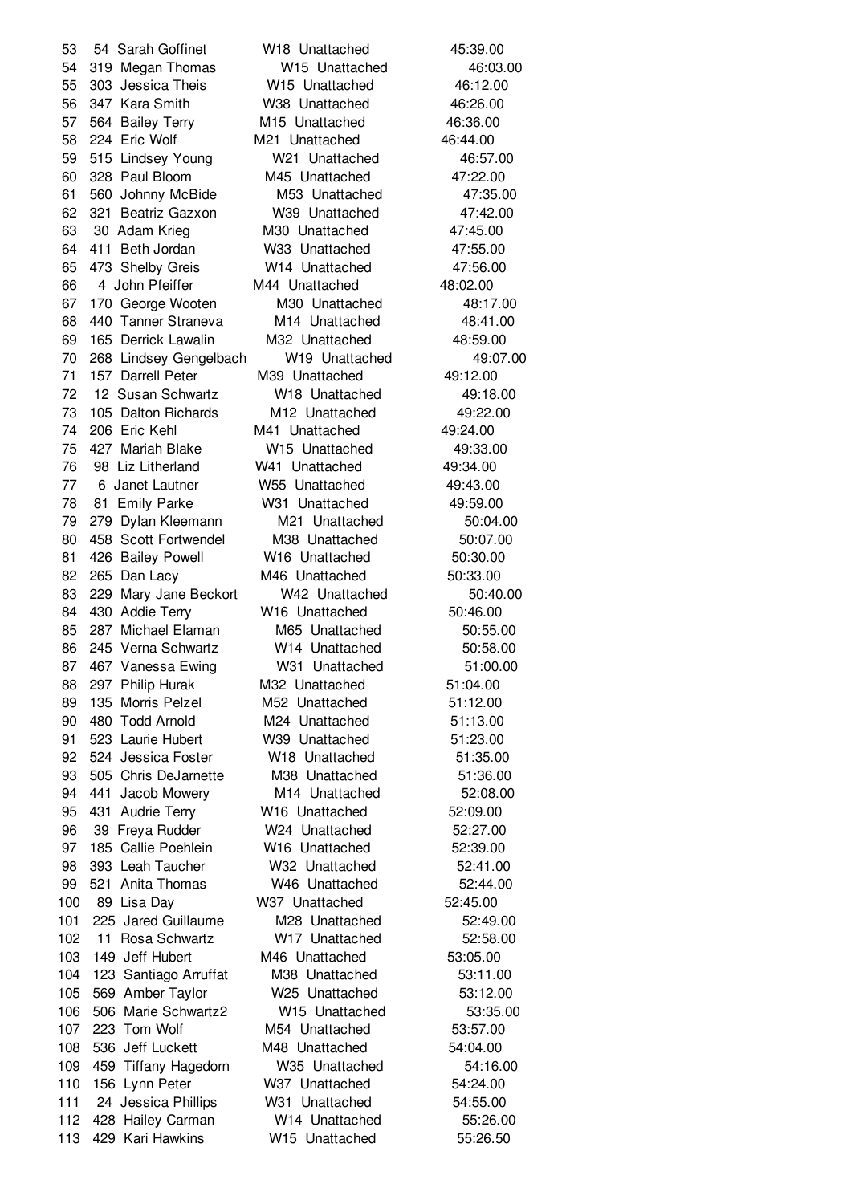| | | | | | |
|---|---|---|---|---|---|
| 53 | 54 | Sarah Goffinet | W18 | Unattached | 45:39.00 |
| 54 | 319 | Megan Thomas | W15 | Unattached | 46:03.00 |
| 55 | 303 | Jessica Theis | W15 | Unattached | 46:12.00 |
| 56 | 347 | Kara Smith | W38 | Unattached | 46:26.00 |
| 57 | 564 | Bailey Terry | M15 | Unattached | 46:36.00 |
| 58 | 224 | Eric Wolf | M21 | Unattached | 46:44.00 |
| 59 | 515 | Lindsey Young | W21 | Unattached | 46:57.00 |
| 60 | 328 | Paul Bloom | M45 | Unattached | 47:22.00 |
| 61 | 560 | Johnny McBide | M53 | Unattached | 47:35.00 |
| 62 | 321 | Beatriz Gazxon | W39 | Unattached | 47:42.00 |
| 63 | 30 | Adam Krieg | M30 | Unattached | 47:45.00 |
| 64 | 411 | Beth Jordan | W33 | Unattached | 47:55.00 |
| 65 | 473 | Shelby Greis | W14 | Unattached | 47:56.00 |
| 66 | 4 | John Pfeiffer | M44 | Unattached | 48:02.00 |
| 67 | 170 | George Wooten | M30 | Unattached | 48:17.00 |
| 68 | 440 | Tanner Straneva | M14 | Unattached | 48:41.00 |
| 69 | 165 | Derrick Lawalin | M32 | Unattached | 48:59.00 |
| 70 | 268 | Lindsey Gengelbach | W19 | Unattached | 49:07.00 |
| 71 | 157 | Darrell Peter | M39 | Unattached | 49:12.00 |
| 72 | 12 | Susan Schwartz | W18 | Unattached | 49:18.00 |
| 73 | 105 | Dalton Richards | M12 | Unattached | 49:22.00 |
| 74 | 206 | Eric Kehl | M41 | Unattached | 49:24.00 |
| 75 | 427 | Mariah Blake | W15 | Unattached | 49:33.00 |
| 76 | 98 | Liz Litherland | W41 | Unattached | 49:34.00 |
| 77 | 6 | Janet Lautner | W55 | Unattached | 49:43.00 |
| 78 | 81 | Emily Parke | W31 | Unattached | 49:59.00 |
| 79 | 279 | Dylan Kleemann | M21 | Unattached | 50:04.00 |
| 80 | 458 | Scott Fortwendel | M38 | Unattached | 50:07.00 |
| 81 | 426 | Bailey Powell | W16 | Unattached | 50:30.00 |
| 82 | 265 | Dan Lacy | M46 | Unattached | 50:33.00 |
| 83 | 229 | Mary Jane Beckort | W42 | Unattached | 50:40.00 |
| 84 | 430 | Addie Terry | W16 | Unattached | 50:46.00 |
| 85 | 287 | Michael Elaman | M65 | Unattached | 50:55.00 |
| 86 | 245 | Verna Schwartz | W14 | Unattached | 50:58.00 |
| 87 | 467 | Vanessa Ewing | W31 | Unattached | 51:00.00 |
| 88 | 297 | Philip Hurak | M32 | Unattached | 51:04.00 |
| 89 | 135 | Morris Pelzel | M52 | Unattached | 51:12.00 |
| 90 | 480 | Todd Arnold | M24 | Unattached | 51:13.00 |
| 91 | 523 | Laurie Hubert | W39 | Unattached | 51:23.00 |
| 92 | 524 | Jessica Foster | W18 | Unattached | 51:35.00 |
| 93 | 505 | Chris DeJarnette | M38 | Unattached | 51:36.00 |
| 94 | 441 | Jacob Mowery | M14 | Unattached | 52:08.00 |
| 95 | 431 | Audrie Terry | W16 | Unattached | 52:09.00 |
| 96 | 39 | Freya Rudder | W24 | Unattached | 52:27.00 |
| 97 | 185 | Callie Poehlein | W16 | Unattached | 52:39.00 |
| 98 | 393 | Leah Taucher | W32 | Unattached | 52:41.00 |
| 99 | 521 | Anita Thomas | W46 | Unattached | 52:44.00 |
| 100 | 89 | Lisa Day | W37 | Unattached | 52:45.00 |
| 101 | 225 | Jared Guillaume | M28 | Unattached | 52:49.00 |
| 102 | 11 | Rosa Schwartz | W17 | Unattached | 52:58.00 |
| 103 | 149 | Jeff Hubert | M46 | Unattached | 53:05.00 |
| 104 | 123 | Santiago Arruffat | M38 | Unattached | 53:11.00 |
| 105 | 569 | Amber Taylor | W25 | Unattached | 53:12.00 |
| 106 | 506 | Marie Schwartz2 | W15 | Unattached | 53:35.00 |
| 107 | 223 | Tom Wolf | M54 | Unattached | 53:57.00 |
| 108 | 536 | Jeff Luckett | M48 | Unattached | 54:04.00 |
| 109 | 459 | Tiffany Hagedorn | W35 | Unattached | 54:16.00 |
| 110 | 156 | Lynn Peter | W37 | Unattached | 54:24.00 |
| 111 | 24 | Jessica Phillips | W31 | Unattached | 54:55.00 |
| 112 | 428 | Hailey Carman | W14 | Unattached | 55:26.00 |
| 113 | 429 | Kari Hawkins | W15 | Unattached | 55:26.50 |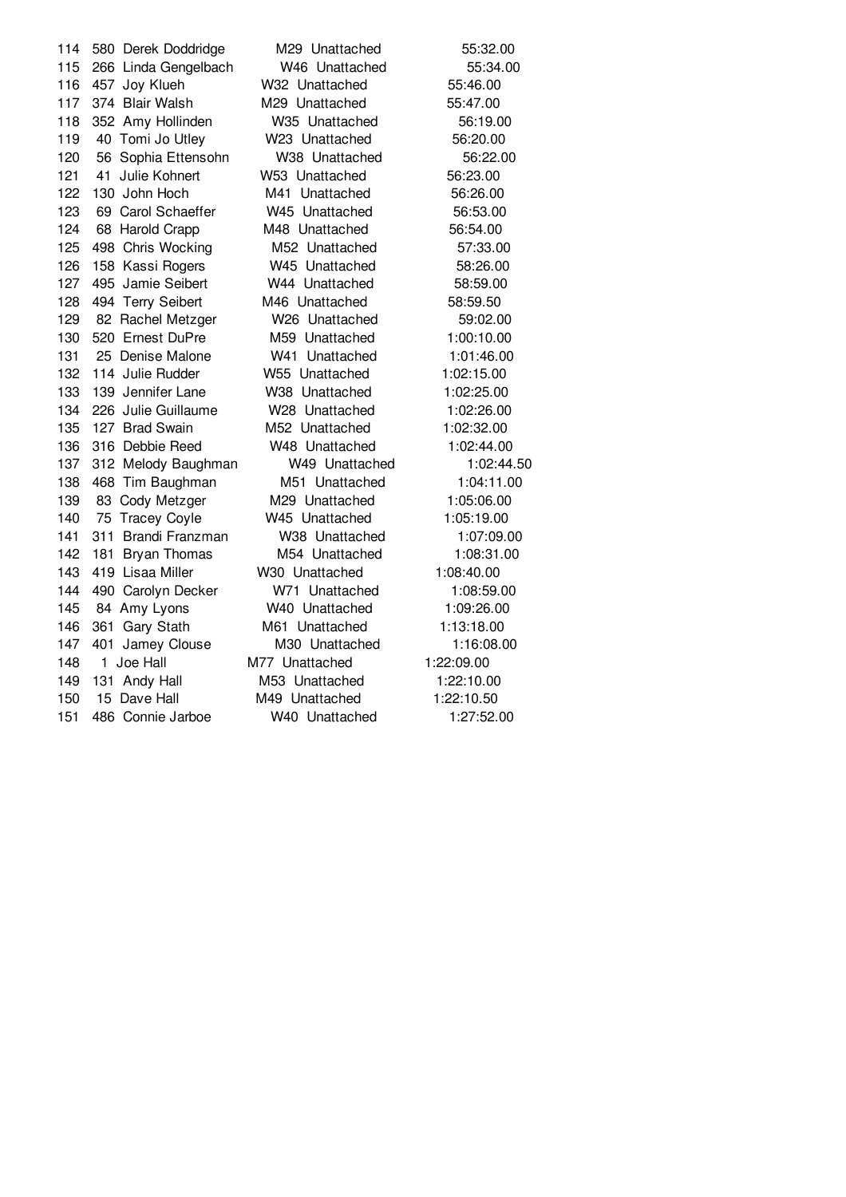| | | | | | |
|---|---|---|---|---|---|
| 114 | 580 | Derek Doddridge | M29 | Unattached | 55:32.00 |
| 115 | 266 | Linda Gengelbach | W46 | Unattached | 55:34.00 |
| 116 | 457 | Joy Klueh | W32 | Unattached | 55:46.00 |
| 117 | 374 | Blair Walsh | M29 | Unattached | 55:47.00 |
| 118 | 352 | Amy Hollinden | W35 | Unattached | 56:19.00 |
| 119 | 40 | Tomi Jo Utley | W23 | Unattached | 56:20.00 |
| 120 | 56 | Sophia Ettensohn | W38 | Unattached | 56:22.00 |
| 121 | 41 | Julie Kohnert | W53 | Unattached | 56:23.00 |
| 122 | 130 | John Hoch | M41 | Unattached | 56:26.00 |
| 123 | 69 | Carol Schaeffer | W45 | Unattached | 56:53.00 |
| 124 | 68 | Harold Crapp | M48 | Unattached | 56:54.00 |
| 125 | 498 | Chris Wocking | M52 | Unattached | 57:33.00 |
| 126 | 158 | Kassi Rogers | W45 | Unattached | 58:26.00 |
| 127 | 495 | Jamie Seibert | W44 | Unattached | 58:59.00 |
| 128 | 494 | Terry Seibert | M46 | Unattached | 58:59.50 |
| 129 | 82 | Rachel Metzger | W26 | Unattached | 59:02.00 |
| 130 | 520 | Ernest DuPre | M59 | Unattached | 1:00:10.00 |
| 131 | 25 | Denise Malone | W41 | Unattached | 1:01:46.00 |
| 132 | 114 | Julie Rudder | W55 | Unattached | 1:02:15.00 |
| 133 | 139 | Jennifer Lane | W38 | Unattached | 1:02:25.00 |
| 134 | 226 | Julie Guillaume | W28 | Unattached | 1:02:26.00 |
| 135 | 127 | Brad Swain | M52 | Unattached | 1:02:32.00 |
| 136 | 316 | Debbie Reed | W48 | Unattached | 1:02:44.00 |
| 137 | 312 | Melody Baughman | W49 | Unattached | 1:02:44.50 |
| 138 | 468 | Tim Baughman | M51 | Unattached | 1:04:11.00 |
| 139 | 83 | Cody Metzger | M29 | Unattached | 1:05:06.00 |
| 140 | 75 | Tracey Coyle | W45 | Unattached | 1:05:19.00 |
| 141 | 311 | Brandi Franzman | W38 | Unattached | 1:07:09.00 |
| 142 | 181 | Bryan Thomas | M54 | Unattached | 1:08:31.00 |
| 143 | 419 | Lisaa Miller | W30 | Unattached | 1:08:40.00 |
| 144 | 490 | Carolyn Decker | W71 | Unattached | 1:08:59.00 |
| 145 | 84 | Amy Lyons | W40 | Unattached | 1:09:26.00 |
| 146 | 361 | Gary Stath | M61 | Unattached | 1:13:18.00 |
| 147 | 401 | Jamey Clouse | M30 | Unattached | 1:16:08.00 |
| 148 | 1 | Joe Hall | M77 | Unattached | 1:22:09.00 |
| 149 | 131 | Andy Hall | M53 | Unattached | 1:22:10.00 |
| 150 | 15 | Dave Hall | M49 | Unattached | 1:22:10.50 |
| 151 | 486 | Connie Jarboe | W40 | Unattached | 1:27:52.00 |